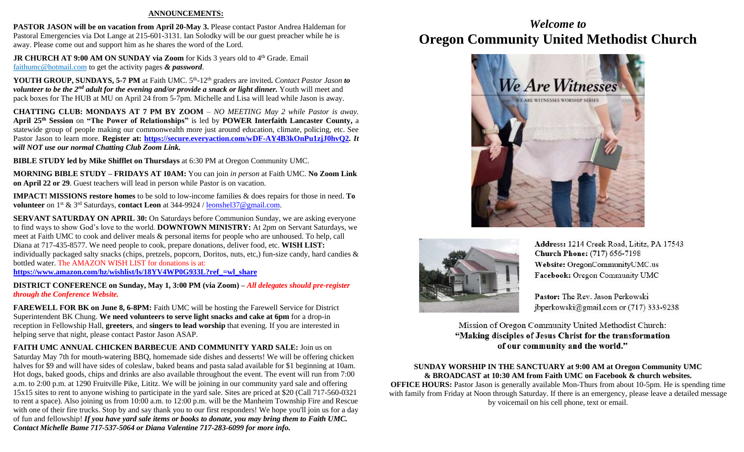## ANNOUNCEMENTS:

**PASTOR JASON will be on vacation from April 20-May 3.** Please contact Pastor Andrea Haldeman for Pastoral Emergencies via Dot Lange at 215-601-3131. Ian Solodky will be our guest preacher while he is away. Please come out and support him as he shares the word of the Lord.

**JR CHURCH AT 9:00 AM ON SUNDAY via Zoom** for Kids 3 years old to 4th Grade. Email faithumc@hotmail.com to get the activity pages ***& password***.

**YOUTH GROUP, SUNDAYS, 5-7 PM** at Faith UMC. 5th-12th graders are invited**.** *Contact Pastor Jason **to volunteer to be the 2nd adult for the evening and/or provide a snack or light dinner.*** Youth will meet and pack boxes for The HUB at MU on April 24 from 5-7pm. Michelle and Lisa will lead while Jason is away.

**CHATTING CLUB: MONDAYS AT 7 PM BY ZOOM** – *NO MEETING May 2 while Pastor is away.* **April 25th Session** on **"The Power of Relationships"** is led by **POWER Interfaith Lancaster County,** a statewide group of people making our commonwealth more just around education, climate, policing, etc. See Pastor Jason to learn more. **Register at: https://secure.everyaction.com/wDF-AY4B3kOnPu1zjJ0hvQ2.** ***It will NOT use our normal Chatting Club Zoom Link.***

**BIBLE STUDY led by Mike Shifflet on Thursdays** at 6:30 PM at Oregon Community UMC.

**MORNING BIBLE STUDY – FRIDAYS AT 10AM:** You can join *in person* at Faith UMC. **No Zoom Link on April 22 or 29**. Guest teachers will lead in person while Pastor is on vacation.

**IMPACT! MISSIONS restore homes** to be sold to low-income families & does repairs for those in need. **To volunteer** on 1st & 3rd Saturdays, **contact Leon** at 344-9924 / leonshel37@gmail.com.

**SERVANT SATURDAY ON APRIL 30:** On Saturdays before Communion Sunday, we are asking everyone to find ways to show God's love to the world. **DOWNTOWN MINISTRY:** At 2pm on Servant Saturdays, we meet at Faith UMC to cook and deliver meals & personal items for people who are unhoused. To help, call Diana at 717-435-8577. We need people to cook, prepare donations, deliver food, etc. **WISH LIST:** individually packaged salty snacks (chips, pretzels, popcorn, Doritos, nuts, etc,) fun-size candy, hard candies & bottled water. The AMAZON WISH LIST for donations is at:
**https://www.amazon.com/hz/wishlist/ls/18YV4WP0G933L?ref_=wl_share**

**DISTRICT CONFERENCE on Sunday, May 1, 3:00 PM (via Zoom)** – ***All delegates should pre-register through the Conference Website.***

**FAREWELL FOR BK on June 8, 6-8PM:** Faith UMC will be hosting the Farewell Service for District Superintendent BK Chung. **We need volunteers to serve light snacks and cake at 6pm** for a drop-in reception in Fellowship Hall, **greeters**, and **singers to lead worship** that evening. If you are interested in helping serve that night, please contact Pastor Jason ASAP.

**FAITH UMC ANNUAL CHICKEN BARBECUE AND COMMUNITY YARD SALE:** Join us on Saturday May 7th for mouth-watering BBQ, homemade side dishes and desserts! We will be offering chicken halves for $9 and will have sides of coleslaw, baked beans and pasta salad available for $1 beginning at 10am. Hot dogs, baked goods, chips and drinks are also available throughout the event. The event will run from 7:00 a.m. to 2:00 p.m. at 1290 Fruitville Pike, Lititz. We will be joining in our community yard sale and offering 15x15 sites to rent to anyone wishing to participate in the yard sale. Sites are priced at $20 (Call 717-560-0321 to rent a space). Also joining us from 10:00 a.m. to 12:00 p.m. will be the Manheim Township Fire and Rescue with one of their fire trucks. Stop by and say thank you to our first responders! We hope you'll join us for a day of fun and fellowship! ***If you have yard sale items or books to donate, you may bring them to Faith UMC. Contact Michelle Bame 717-537-5064 or Diana Valentine 717-283-6099 for more info.***

# *Welcome to* Oregon Community United Methodist Church

We Are Witnesses

WE ARE WITNESSES WORSHIP SERIES

**Address:** 1214 Creek Road, Lititz, PA 17543
**Church Phone:** (717) 656-7198
**Website:** OregonCommunityUMC.us
**Facebook:** Oregon Community UMC

**Pastor:** The Rev. Jason Perkowski
jbperkowski@gmail.com or (717) 333-9238

Mission of Oregon Community United Methodist Church:
**"Making disciples of Jesus Christ for the transformation of our community and the world."**

**SUNDAY WORSHIP IN THE SANCTUARY at 9:00 AM at Oregon Community UMC & BROADCAST at 10:30 AM from Faith UMC on Facebook & church websites.**

**OFFICE HOURS:** Pastor Jason is generally available Mon-Thurs from about 10-5pm. He is spending time with family from Friday at Noon through Saturday. If there is an emergency, please leave a detailed message by voicemail on his cell phone, text or email.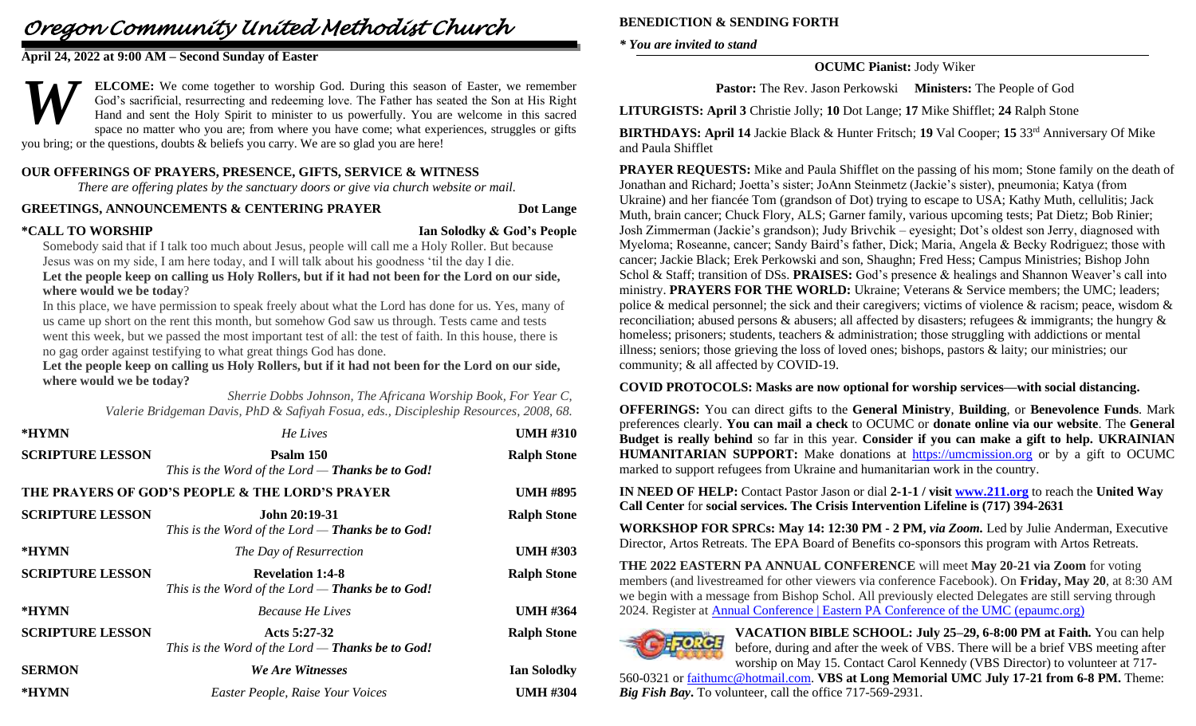// Oregon Community United Methodist Church

**April 24, 2022 at 9:00 AM – Second Sunday of Easter**

**WELCOME:** We come together to worship God. During this season of Easter, we remember God's sacrificial, resurrecting and redeeming love. The Father has seated the Son at His Right Hand and sent the Holy Spirit to minister to us powerfully. You are welcome in this sacred space no matter who you are; from where you have come; what experiences, struggles or gifts you bring; or the questions, doubts & beliefs you carry. We are so glad you are here!

**OUR OFFERINGS OF PRAYERS, PRESENCE, GIFTS, SERVICE & WITNESS**

*There are offering plates by the sanctuary doors or give via church website or mail.*

**GREETINGS, ANNOUNCEMENTS & CENTERING PRAYER** — **Dot Lange**

**\*CALL TO WORSHIP** — **Ian Solodky & God's People**

Somebody said that if I talk too much about Jesus, people will call me a Holy Roller. But because Jesus was on my side, I am here today, and I will talk about his goodness 'til the day I die.

**Let the people keep on calling us Holy Rollers, but if it had not been for the Lord on our side, where would we be today?**

In this place, we have permission to speak freely about what the Lord has done for us. Yes, many of us came up short on the rent this month, but somehow God saw us through. Tests came and tests went this week, but we passed the most important test of all: the test of faith. In this house, there is no gag order against testifying to what great things God has done.

**Let the people keep on calling us Holy Rollers, but if it had not been for the Lord on our side, where would we be today?**

*Sherrie Dobbs Johnson, The Africana Worship Book, For Year C, Valerie Bridgeman Davis, PhD & Safiyah Fosua, eds., Discipleship Resources, 2008, 68.*

| | | |
|---|---|---|
| **\*HYMN** | *He Lives* | **UMH #310** |
| **SCRIPTURE LESSON** | **Psalm 150** <br> *This is the Word of the Lord — **Thanks be to God!*** | **Ralph Stone** |
| **THE PRAYERS OF GOD'S PEOPLE & THE LORD'S PRAYER** | | **UMH #895** |
| **SCRIPTURE LESSON** | **John 20:19-31** <br> *This is the Word of the Lord — **Thanks be to God!*** | **Ralph Stone** |
| **\*HYMN** | *The Day of Resurrection* | **UMH #303** |
| **SCRIPTURE LESSON** | **Revelation 1:4-8** <br> *This is the Word of the Lord — **Thanks be to God!*** | **Ralph Stone** |
| **\*HYMN** | *Because He Lives* | **UMH #364** |
| **SCRIPTURE LESSON** | **Acts 5:27-32** <br> *This is the Word of the Lord — **Thanks be to God!*** | **Ralph Stone** |
| **SERMON** | *We Are Witnesses* | **Ian Solodky** |
| **\*HYMN** | *Easter People, Raise Your Voices* | **UMH #304** |

**BENEDICTION & SENDING FORTH**

***\* You are invited to stand***

**OCUMC Pianist:** Jody Wiker

**Pastor:** The Rev. Jason Perkowski **Ministers:** The People of God

**LITURGISTS: April 3** Christie Jolly; **10** Dot Lange; **17** Mike Shifflet; **24** Ralph Stone

**BIRTHDAYS: April 14** Jackie Black & Hunter Fritsch; **19** Val Cooper; **15** 33rd Anniversary Of Mike and Paula Shifflet

**PRAYER REQUESTS:** Mike and Paula Shifflet on the passing of his mom; Stone family on the death of Jonathan and Richard; Joetta's sister; JoAnn Steinmetz (Jackie's sister), pneumonia; Katya (from Ukraine) and her fiancée Tom (grandson of Dot) trying to escape to USA; Kathy Muth, cellulitis; Jack Muth, brain cancer; Chuck Flory, ALS; Garner family, various upcoming tests; Pat Dietz; Bob Rinier; Josh Zimmerman (Jackie's grandson); Judy Brivchik – eyesight; Dot's oldest son Jerry, diagnosed with Myeloma; Roseanne, cancer; Sandy Baird's father, Dick; Maria, Angela & Becky Rodriguez; those with cancer; Jackie Black; Erek Perkowski and son, Shaughn; Fred Hess; Campus Ministries; Bishop John Schol & Staff; transition of DSs. **PRAISES:** God's presence & healings and Shannon Weaver's call into ministry. **PRAYERS FOR THE WORLD:** Ukraine; Veterans & Service members; the UMC; leaders; police & medical personnel; the sick and their caregivers; victims of violence & racism; peace, wisdom & reconciliation; abused persons & abusers; all affected by disasters; refugees & immigrants; the hungry & homeless; prisoners; students, teachers & administration; those struggling with addictions or mental illness; seniors; those grieving the loss of loved ones; bishops, pastors & laity; our ministries; our community; & all affected by COVID-19.

**COVID PROTOCOLS: Masks are now optional for worship services—with social distancing.**

**OFFERINGS:** You can direct gifts to the **General Ministry**, **Building**, or **Benevolence Funds**. Mark preferences clearly. **You can mail a check** to OCUMC or **donate online via our website**. The **General Budget is really behind** so far in this year. **Consider if you can make a gift to help. UKRAINIAN HUMANITARIAN SUPPORT:** Make donations at https://umcmission.org or by a gift to OCUMC marked to support refugees from Ukraine and humanitarian work in the country.

**IN NEED OF HELP:** Contact Pastor Jason or dial **2-1-1 / visit www.211.org** to reach the **United Way Call Center** for **social services. The Crisis Intervention Lifeline is (717) 394-2631**

**WORKSHOP FOR SPRCs: May 14: 12:30 PM - 2 PM,** *via Zoom.* Led by Julie Anderman, Executive Director, Artos Retreats. The EPA Board of Benefits co-sponsors this program with Artos Retreats.

**THE 2022 EASTERN PA ANNUAL CONFERENCE** will meet **May 20-21 via Zoom** for voting members (and livestreamed for other viewers via conference Facebook). On **Friday, May 20**, at 8:30 AM we begin with a message from Bishop Schol. All previously elected Delegates are still serving through 2024. Register at Annual Conference | Eastern PA Conference of the UMC (epaumc.org)

**VACATION BIBLE SCHOOL: July 25–29, 6-8:00 PM at Faith.** You can help before, during and after the week of VBS. There will be a brief VBS meeting after worship on May 15. Contact Carol Kennedy (VBS Director) to volunteer at 717-560-0321 or faithumc@hotmail.com. **VBS at Long Memorial UMC July 17-21 from 6-8 PM.** Theme: ***Big Fish Bay***. To volunteer, call the office 717-569-2931.